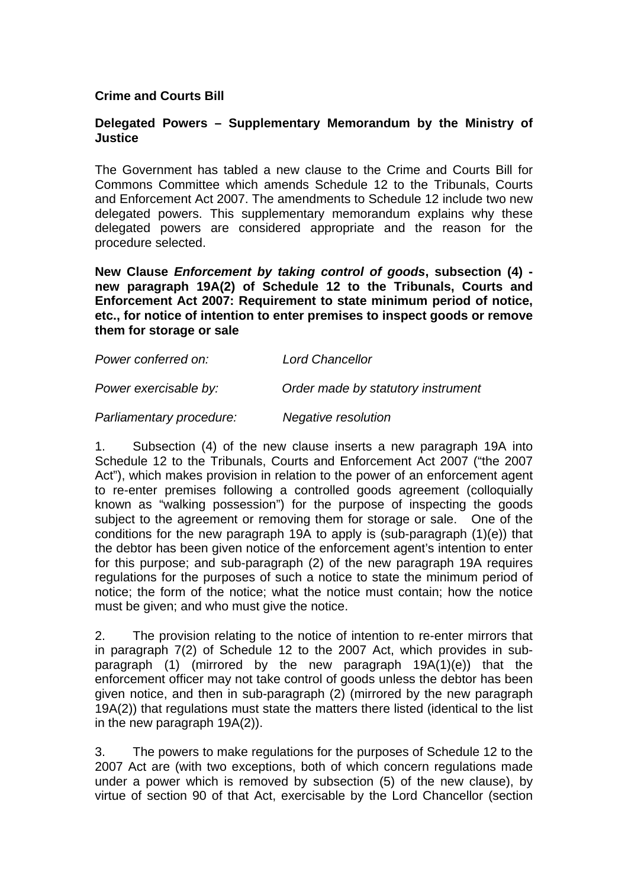**Crime and Courts Bill**

**Delegated Powers – Supplementary Memorandum by the Ministry of Justice**

The Government has tabled a new clause to the Crime and Courts Bill for Commons Committee which amends Schedule 12 to the Tribunals, Courts and Enforcement Act 2007. The amendments to Schedule 12 include two new delegated powers. This supplementary memorandum explains why these delegated powers are considered appropriate and the reason for the procedure selected.

**New Clause *Enforcement by taking control of goods*, subsection (4) - new paragraph 19A(2) of Schedule 12 to the Tribunals, Courts and Enforcement Act 2007: Requirement to state minimum period of notice, etc., for notice of intention to enter premises to inspect goods or remove them for storage or sale**

*Power conferred on:* *Lord Chancellor*

*Power exercisable by:* *Order made by statutory instrument*

*Parliamentary procedure:* *Negative resolution*

1. Subsection (4) of the new clause inserts a new paragraph 19A into Schedule 12 to the Tribunals, Courts and Enforcement Act 2007 ("the 2007 Act"), which makes provision in relation to the power of an enforcement agent to re-enter premises following a controlled goods agreement (colloquially known as "walking possession") for the purpose of inspecting the goods subject to the agreement or removing them for storage or sale. One of the conditions for the new paragraph 19A to apply is (sub-paragraph (1)(e)) that the debtor has been given notice of the enforcement agent's intention to enter for this purpose; and sub-paragraph (2) of the new paragraph 19A requires regulations for the purposes of such a notice to state the minimum period of notice; the form of the notice; what the notice must contain; how the notice must be given; and who must give the notice.

2. The provision relating to the notice of intention to re-enter mirrors that in paragraph 7(2) of Schedule 12 to the 2007 Act, which provides in sub-paragraph (1) (mirrored by the new paragraph 19A(1)(e)) that the enforcement officer may not take control of goods unless the debtor has been given notice, and then in sub-paragraph (2) (mirrored by the new paragraph 19A(2)) that regulations must state the matters there listed (identical to the list in the new paragraph 19A(2)).

3. The powers to make regulations for the purposes of Schedule 12 to the 2007 Act are (with two exceptions, both of which concern regulations made under a power which is removed by subsection (5) of the new clause), by virtue of section 90 of that Act, exercisable by the Lord Chancellor (section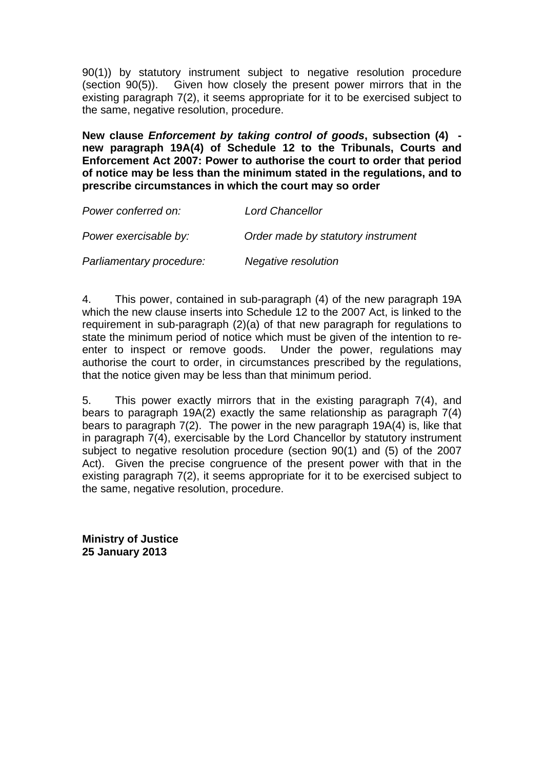90(1)) by statutory instrument subject to negative resolution procedure (section 90(5)). Given how closely the present power mirrors that in the existing paragraph 7(2), it seems appropriate for it to be exercised subject to the same, negative resolution, procedure.

**New clause *Enforcement by taking control of goods*, subsection (4) - new paragraph 19A(4) of Schedule 12 to the Tribunals, Courts and Enforcement Act 2007: Power to authorise the court to order that period of notice may be less than the minimum stated in the regulations, and to prescribe circumstances in which the court may so order**

| | |
|---|---|
| *Power conferred on:* | *Lord Chancellor* |
| *Power exercisable by:* | *Order made by statutory instrument* |
| *Parliamentary procedure:* | *Negative resolution* |

4. This power, contained in sub-paragraph (4) of the new paragraph 19A which the new clause inserts into Schedule 12 to the 2007 Act, is linked to the requirement in sub-paragraph (2)(a) of that new paragraph for regulations to state the minimum period of notice which must be given of the intention to re-enter to inspect or remove goods. Under the power, regulations may authorise the court to order, in circumstances prescribed by the regulations, that the notice given may be less than that minimum period.

5. This power exactly mirrors that in the existing paragraph 7(4), and bears to paragraph 19A(2) exactly the same relationship as paragraph 7(4) bears to paragraph 7(2). The power in the new paragraph 19A(4) is, like that in paragraph 7(4), exercisable by the Lord Chancellor by statutory instrument subject to negative resolution procedure (section 90(1) and (5) of the 2007 Act). Given the precise congruence of the present power with that in the existing paragraph 7(2), it seems appropriate for it to be exercised subject to the same, negative resolution, procedure.

**Ministry of Justice**
**25 January 2013**